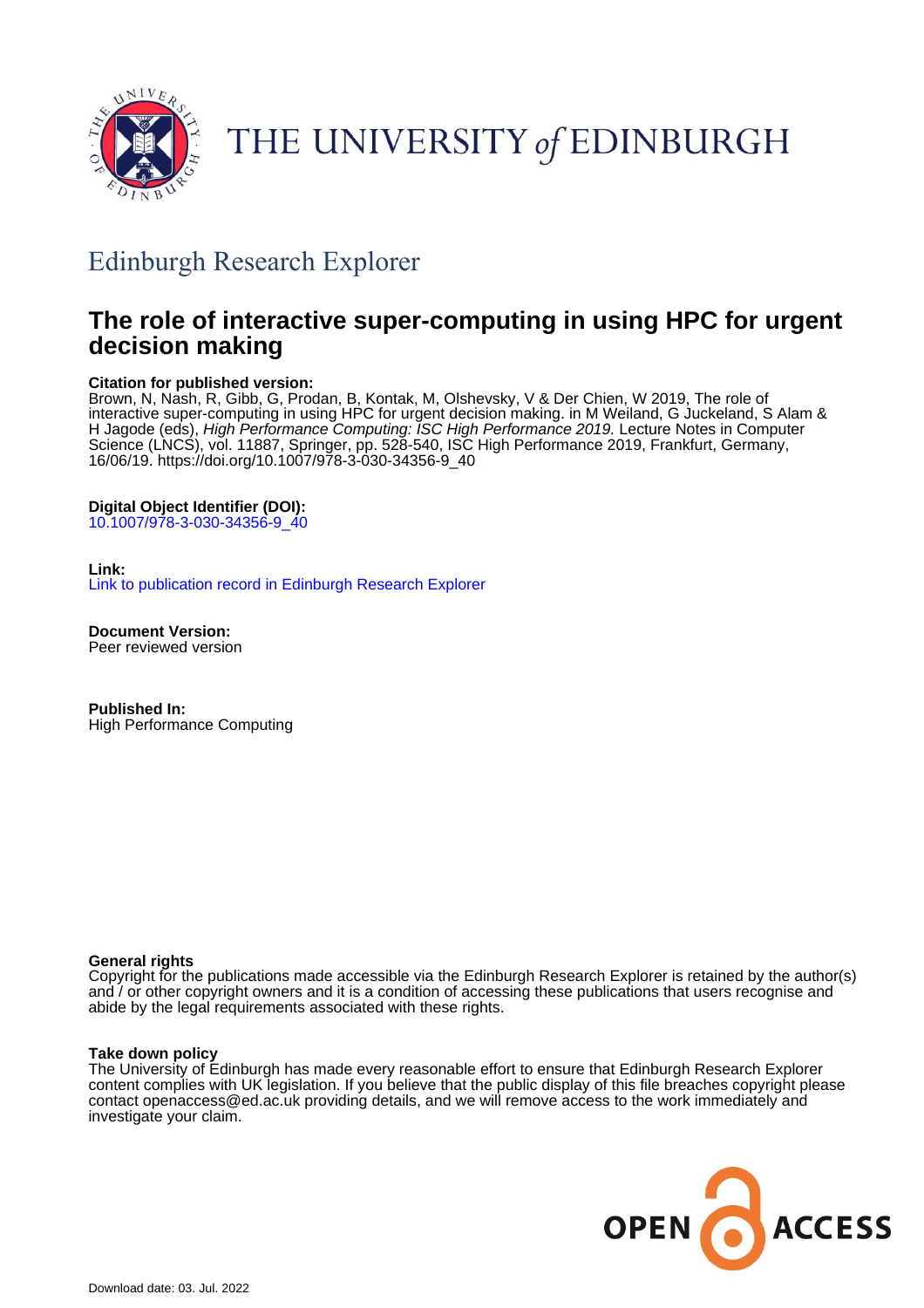THE UNIVERSITY *of* EDINBURGH

## Edinburgh Research Explorer

# The role of interactive super-computing in using HPC for urgent decision making

**Citation for published version:**
Brown, N, Nash, R, Gibb, G, Prodan, B, Kontak, M, Olshevsky, V & Der Chien, W 2019, The role of interactive super-computing in using HPC for urgent decision making. in M Weiland, G Juckeland, S Alam & H Jagode (eds), *High Performance Computing: ISC High Performance 2019.* Lecture Notes in Computer Science (LNCS), vol. 11887, Springer, pp. 528-540, ISC High Performance 2019, Frankfurt, Germany, 16/06/19. https://doi.org/10.1007/978-3-030-34356-9_40

**Digital Object Identifier (DOI):**
10.1007/978-3-030-34356-9_40

**Link:**
Link to publication record in Edinburgh Research Explorer

**Document Version:**
Peer reviewed version

**Published In:**
High Performance Computing

**General rights**
Copyright for the publications made accessible via the Edinburgh Research Explorer is retained by the author(s) and / or other copyright owners and it is a condition of accessing these publications that users recognise and abide by the legal requirements associated with these rights.

**Take down policy**
The University of Edinburgh has made every reasonable effort to ensure that Edinburgh Research Explorer content complies with UK legislation. If you believe that the public display of this file breaches copyright please contact openaccess@ed.ac.uk providing details, and we will remove access to the work immediately and investigate your claim.

OPEN ACCESS

Download date: 03. Jul. 2022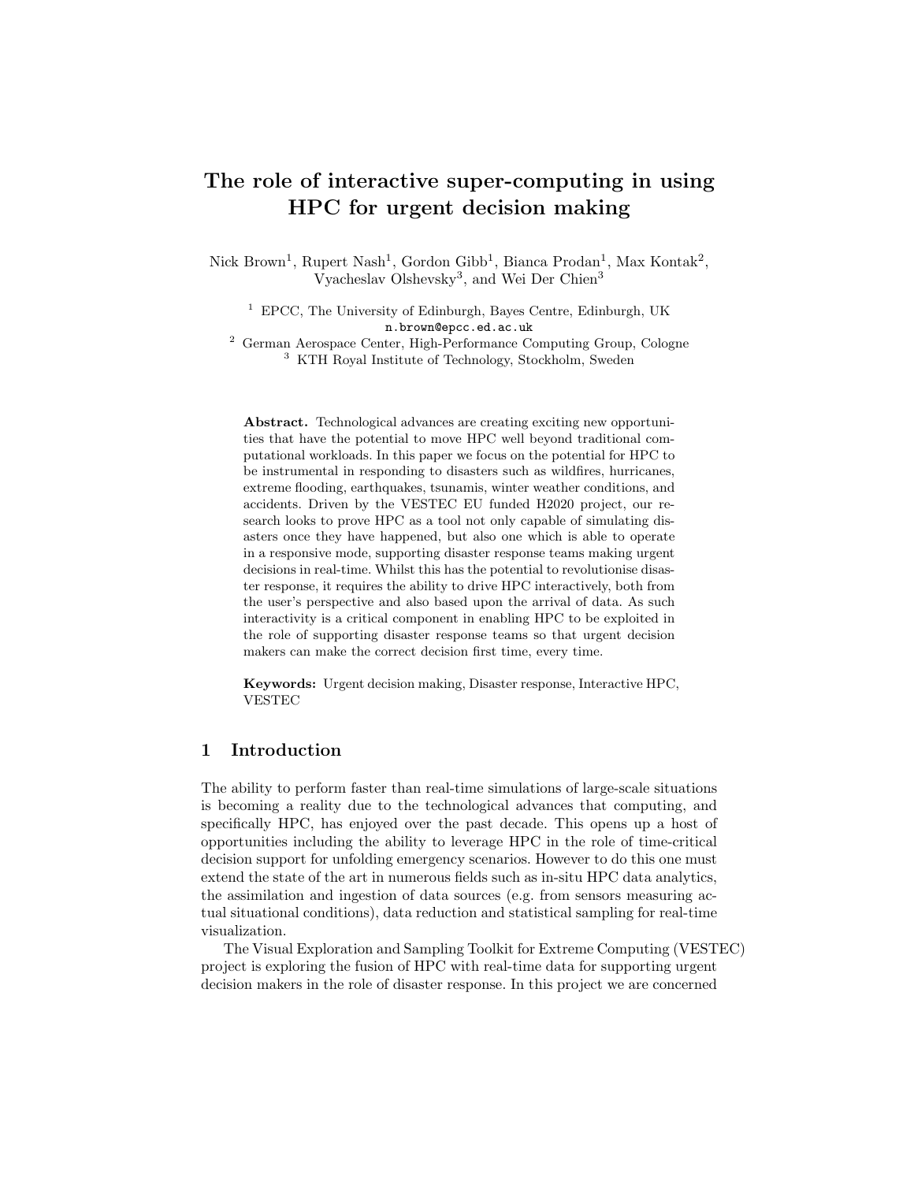# The role of interactive super-computing in using HPC for urgent decision making

Nick Brown[1], Rupert Nash[1], Gordon Gibb[1], Bianca Prodan[1], Max Kontak[2], Vyacheslav Olshevsky[3], and Wei Der Chien[3]

[1] EPCC, The University of Edinburgh, Bayes Centre, Edinburgh, UK
n.brown@epcc.ed.ac.uk
[2] German Aerospace Center, High-Performance Computing Group, Cologne
[3] KTH Royal Institute of Technology, Stockholm, Sweden

**Abstract.** Technological advances are creating exciting new opportunities that have the potential to move HPC well beyond traditional computational workloads. In this paper we focus on the potential for HPC to be instrumental in responding to disasters such as wildfires, hurricanes, extreme flooding, earthquakes, tsunamis, winter weather conditions, and accidents. Driven by the VESTEC EU funded H2020 project, our research looks to prove HPC as a tool not only capable of simulating disasters once they have happened, but also one which is able to operate in a responsive mode, supporting disaster response teams making urgent decisions in real-time. Whilst this has the potential to revolutionise disaster response, it requires the ability to drive HPC interactively, both from the user's perspective and also based upon the arrival of data. As such interactivity is a critical component in enabling HPC to be exploited in the role of supporting disaster response teams so that urgent decision makers can make the correct decision first time, every time.

**Keywords:** Urgent decision making, Disaster response, Interactive HPC, VESTEC

## 1 Introduction

The ability to perform faster than real-time simulations of large-scale situations is becoming a reality due to the technological advances that computing, and specifically HPC, has enjoyed over the past decade. This opens up a host of opportunities including the ability to leverage HPC in the role of time-critical decision support for unfolding emergency scenarios. However to do this one must extend the state of the art in numerous fields such as in-situ HPC data analytics, the assimilation and ingestion of data sources (e.g. from sensors measuring actual situational conditions), data reduction and statistical sampling for real-time visualization.

The Visual Exploration and Sampling Toolkit for Extreme Computing (VESTEC) project is exploring the fusion of HPC with real-time data for supporting urgent decision makers in the role of disaster response. In this project we are concerned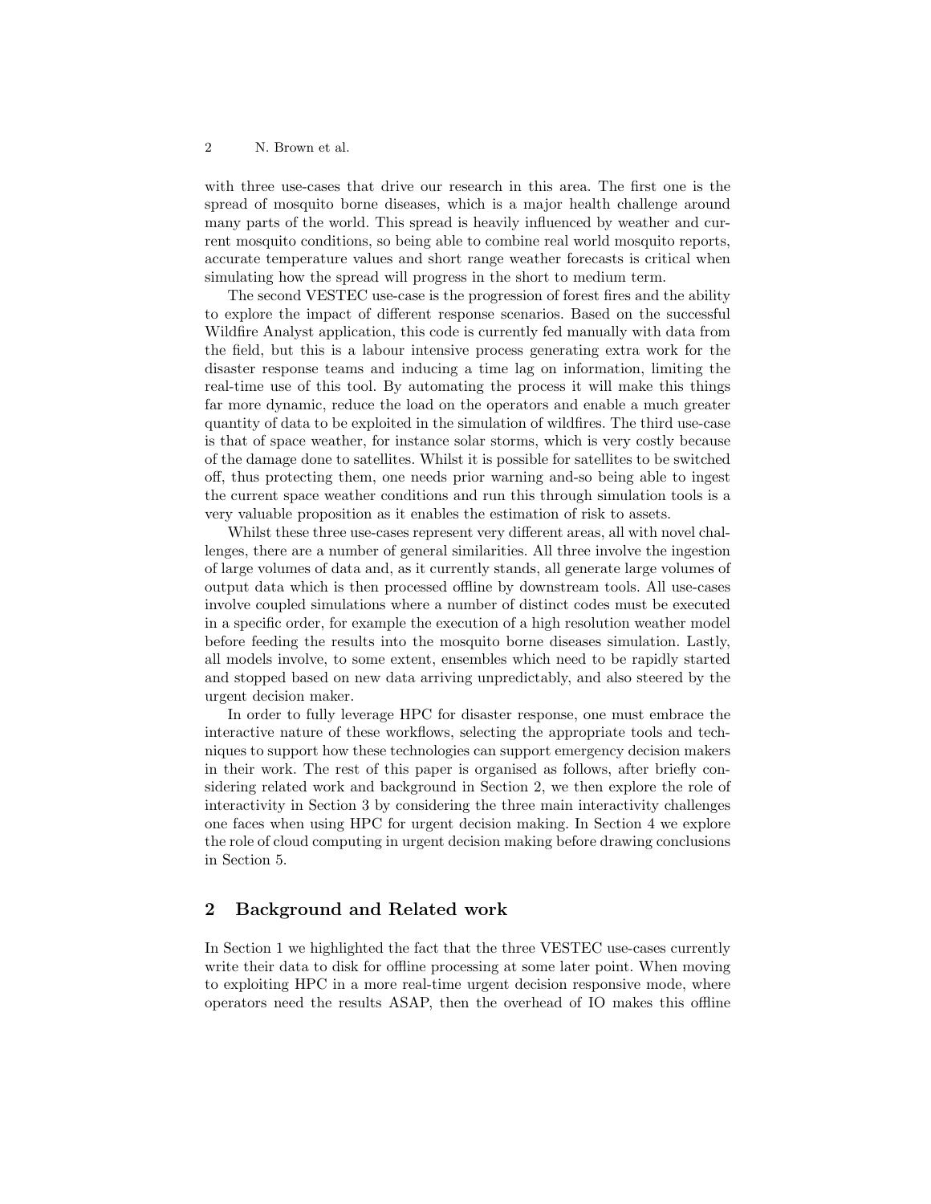with three use-cases that drive our research in this area. The first one is the spread of mosquito borne diseases, which is a major health challenge around many parts of the world. This spread is heavily influenced by weather and current mosquito conditions, so being able to combine real world mosquito reports, accurate temperature values and short range weather forecasts is critical when simulating how the spread will progress in the short to medium term.

The second VESTEC use-case is the progression of forest fires and the ability to explore the impact of different response scenarios. Based on the successful Wildfire Analyst application, this code is currently fed manually with data from the field, but this is a labour intensive process generating extra work for the disaster response teams and inducing a time lag on information, limiting the real-time use of this tool. By automating the process it will make this things far more dynamic, reduce the load on the operators and enable a much greater quantity of data to be exploited in the simulation of wildfires. The third use-case is that of space weather, for instance solar storms, which is very costly because of the damage done to satellites. Whilst it is possible for satellites to be switched off, thus protecting them, one needs prior warning and-so being able to ingest the current space weather conditions and run this through simulation tools is a very valuable proposition as it enables the estimation of risk to assets.

Whilst these three use-cases represent very different areas, all with novel challenges, there are a number of general similarities. All three involve the ingestion of large volumes of data and, as it currently stands, all generate large volumes of output data which is then processed offline by downstream tools. All use-cases involve coupled simulations where a number of distinct codes must be executed in a specific order, for example the execution of a high resolution weather model before feeding the results into the mosquito borne diseases simulation. Lastly, all models involve, to some extent, ensembles which need to be rapidly started and stopped based on new data arriving unpredictably, and also steered by the urgent decision maker.

In order to fully leverage HPC for disaster response, one must embrace the interactive nature of these workflows, selecting the appropriate tools and techniques to support how these technologies can support emergency decision makers in their work. The rest of this paper is organised as follows, after briefly considering related work and background in Section 2, we then explore the role of interactivity in Section 3 by considering the three main interactivity challenges one faces when using HPC for urgent decision making. In Section 4 we explore the role of cloud computing in urgent decision making before drawing conclusions in Section 5.

## 2 Background and Related work

In Section 1 we highlighted the fact that the three VESTEC use-cases currently write their data to disk for offline processing at some later point. When moving to exploiting HPC in a more real-time urgent decision responsive mode, where operators need the results ASAP, then the overhead of IO makes this offline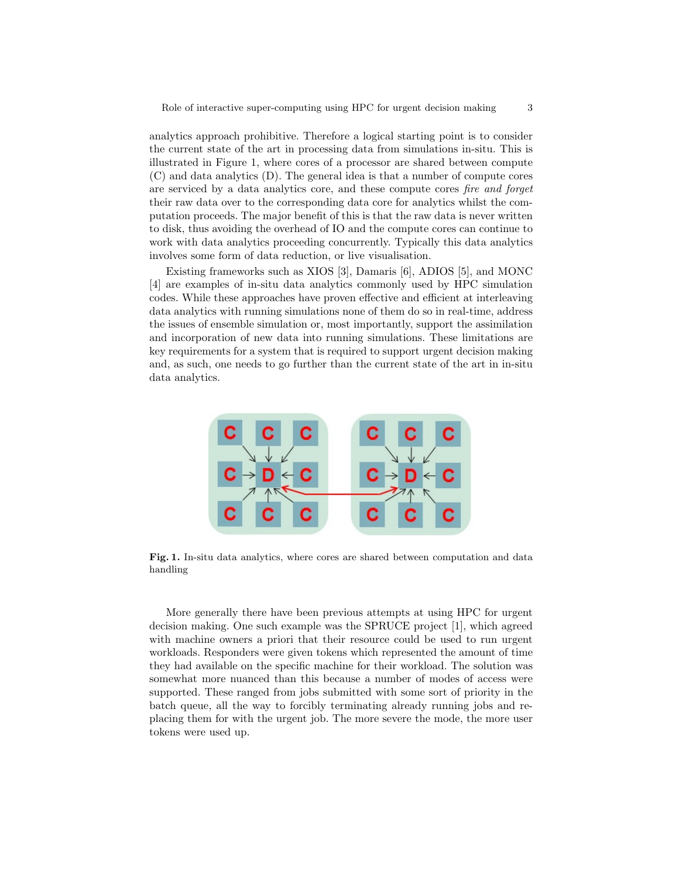analytics approach prohibitive. Therefore a logical starting point is to consider the current state of the art in processing data from simulations in-situ. This is illustrated in Figure 1, where cores of a processor are shared between compute (C) and data analytics (D). The general idea is that a number of compute cores are serviced by a data analytics core, and these compute cores *fire and forget* their raw data over to the corresponding data core for analytics whilst the computation proceeds. The major benefit of this is that the raw data is never written to disk, thus avoiding the overhead of IO and the compute cores can continue to work with data analytics proceeding concurrently. Typically this data analytics involves some form of data reduction, or live visualisation.

Existing frameworks such as XIOS [3], Damaris [6], ADIOS [5], and MONC [4] are examples of in-situ data analytics commonly used by HPC simulation codes. While these approaches have proven effective and efficient at interleaving data analytics with running simulations none of them do so in real-time, address the issues of ensemble simulation or, most importantly, support the assimilation and incorporation of new data into running simulations. These limitations are key requirements for a system that is required to support urgent decision making and, as such, one needs to go further than the current state of the art in in-situ data analytics.

**Fig. 1.** In-situ data analytics, where cores are shared between computation and data handling

More generally there have been previous attempts at using HPC for urgent decision making. One such example was the SPRUCE project [1], which agreed with machine owners a priori that their resource could be used to run urgent workloads. Responders were given tokens which represented the amount of time they had available on the specific machine for their workload. The solution was somewhat more nuanced than this because a number of modes of access were supported. These ranged from jobs submitted with some sort of priority in the batch queue, all the way to forcibly terminating already running jobs and replacing them for with the urgent job. The more severe the mode, the more user tokens were used up.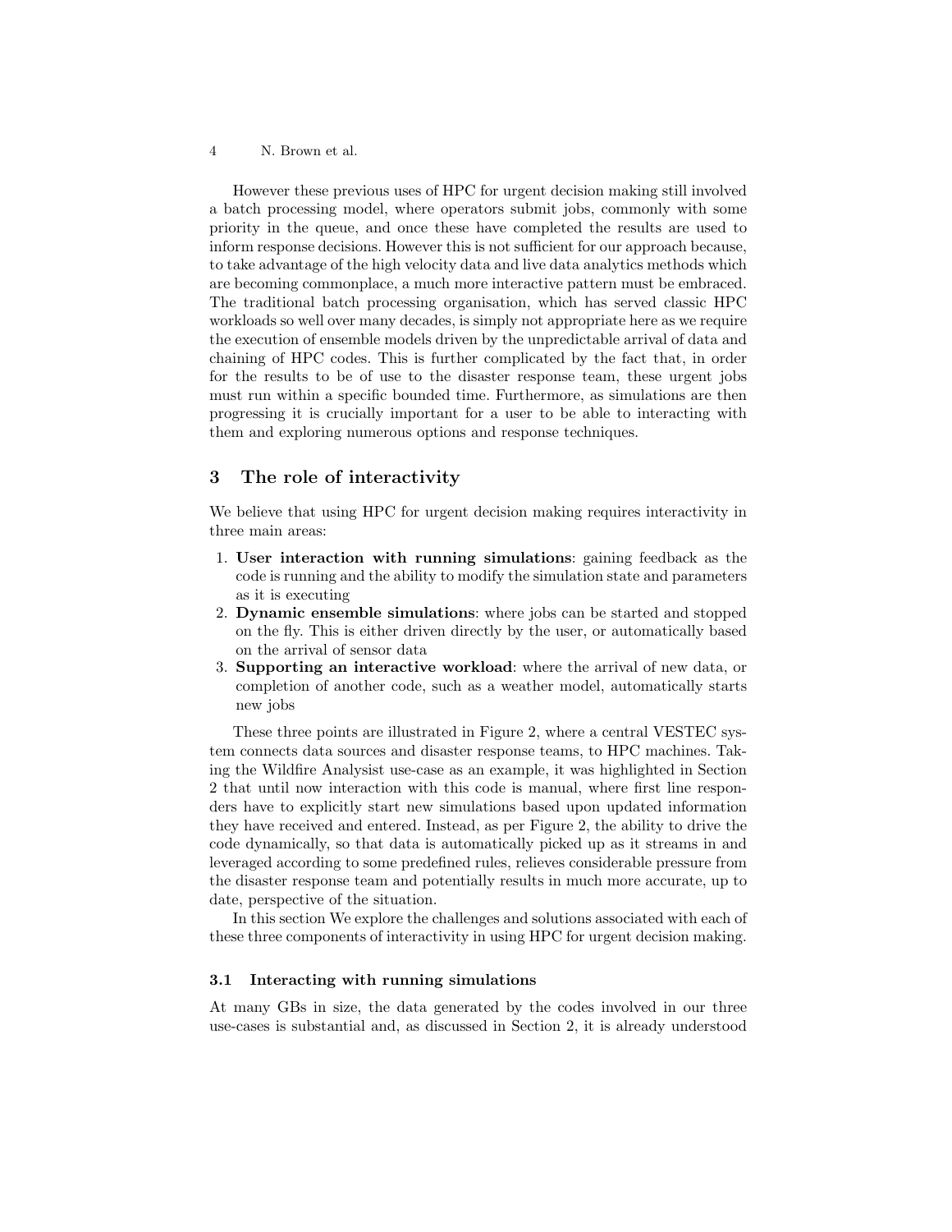However these previous uses of HPC for urgent decision making still involved a batch processing model, where operators submit jobs, commonly with some priority in the queue, and once these have completed the results are used to inform response decisions. However this is not sufficient for our approach because, to take advantage of the high velocity data and live data analytics methods which are becoming commonplace, a much more interactive pattern must be embraced. The traditional batch processing organisation, which has served classic HPC workloads so well over many decades, is simply not appropriate here as we require the execution of ensemble models driven by the unpredictable arrival of data and chaining of HPC codes. This is further complicated by the fact that, in order for the results to be of use to the disaster response team, these urgent jobs must run within a specific bounded time. Furthermore, as simulations are then progressing it is crucially important for a user to be able to interacting with them and exploring numerous options and response techniques.

## 3 The role of interactivity

We believe that using HPC for urgent decision making requires interactivity in three main areas:

1. **User interaction with running simulations**: gaining feedback as the code is running and the ability to modify the simulation state and parameters as it is executing
2. **Dynamic ensemble simulations**: where jobs can be started and stopped on the fly. This is either driven directly by the user, or automatically based on the arrival of sensor data
3. **Supporting an interactive workload**: where the arrival of new data, or completion of another code, such as a weather model, automatically starts new jobs

These three points are illustrated in Figure 2, where a central VESTEC system connects data sources and disaster response teams, to HPC machines. Taking the Wildfire Analysist use-case as an example, it was highlighted in Section 2 that until now interaction with this code is manual, where first line responders have to explicitly start new simulations based upon updated information they have received and entered. Instead, as per Figure 2, the ability to drive the code dynamically, so that data is automatically picked up as it streams in and leveraged according to some predefined rules, relieves considerable pressure from the disaster response team and potentially results in much more accurate, up to date, perspective of the situation.

In this section We explore the challenges and solutions associated with each of these three components of interactivity in using HPC for urgent decision making.

### 3.1 Interacting with running simulations

At many GBs in size, the data generated by the codes involved in our three use-cases is substantial and, as discussed in Section 2, it is already understood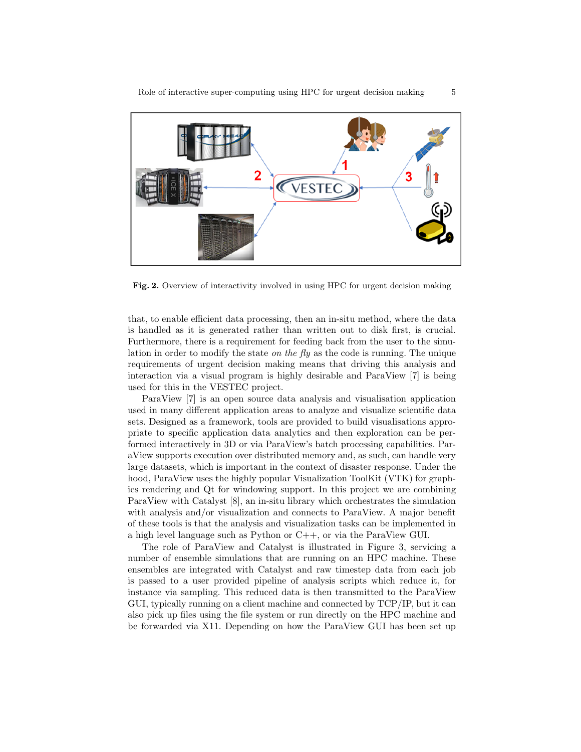Fig. 2. Overview of interactivity involved in using HPC for urgent decision making

that, to enable efficient data processing, then an in-situ method, where the data is handled as it is generated rather than written out to disk first, is crucial. Furthermore, there is a requirement for feeding back from the user to the simulation in order to modify the state *on the fly* as the code is running. The unique requirements of urgent decision making means that driving this analysis and interaction via a visual program is highly desirable and ParaView [7] is being used for this in the VESTEC project.

ParaView [7] is an open source data analysis and visualisation application used in many different application areas to analyze and visualize scientific data sets. Designed as a framework, tools are provided to build visualisations appropriate to specific application data analytics and then exploration can be performed interactively in 3D or via ParaView's batch processing capabilities. ParaView supports execution over distributed memory and, as such, can handle very large datasets, which is important in the context of disaster response. Under the hood, ParaView uses the highly popular Visualization ToolKit (VTK) for graphics rendering and Qt for windowing support. In this project we are combining ParaView with Catalyst [8], an in-situ library which orchestrates the simulation with analysis and/or visualization and connects to ParaView. A major benefit of these tools is that the analysis and visualization tasks can be implemented in a high level language such as Python or C++, or via the ParaView GUI.

The role of ParaView and Catalyst is illustrated in Figure 3, servicing a number of ensemble simulations that are running on an HPC machine. These ensembles are integrated with Catalyst and raw timestep data from each job is passed to a user provided pipeline of analysis scripts which reduce it, for instance via sampling. This reduced data is then transmitted to the ParaView GUI, typically running on a client machine and connected by TCP/IP, but it can also pick up files using the file system or run directly on the HPC machine and be forwarded via X11. Depending on how the ParaView GUI has been set up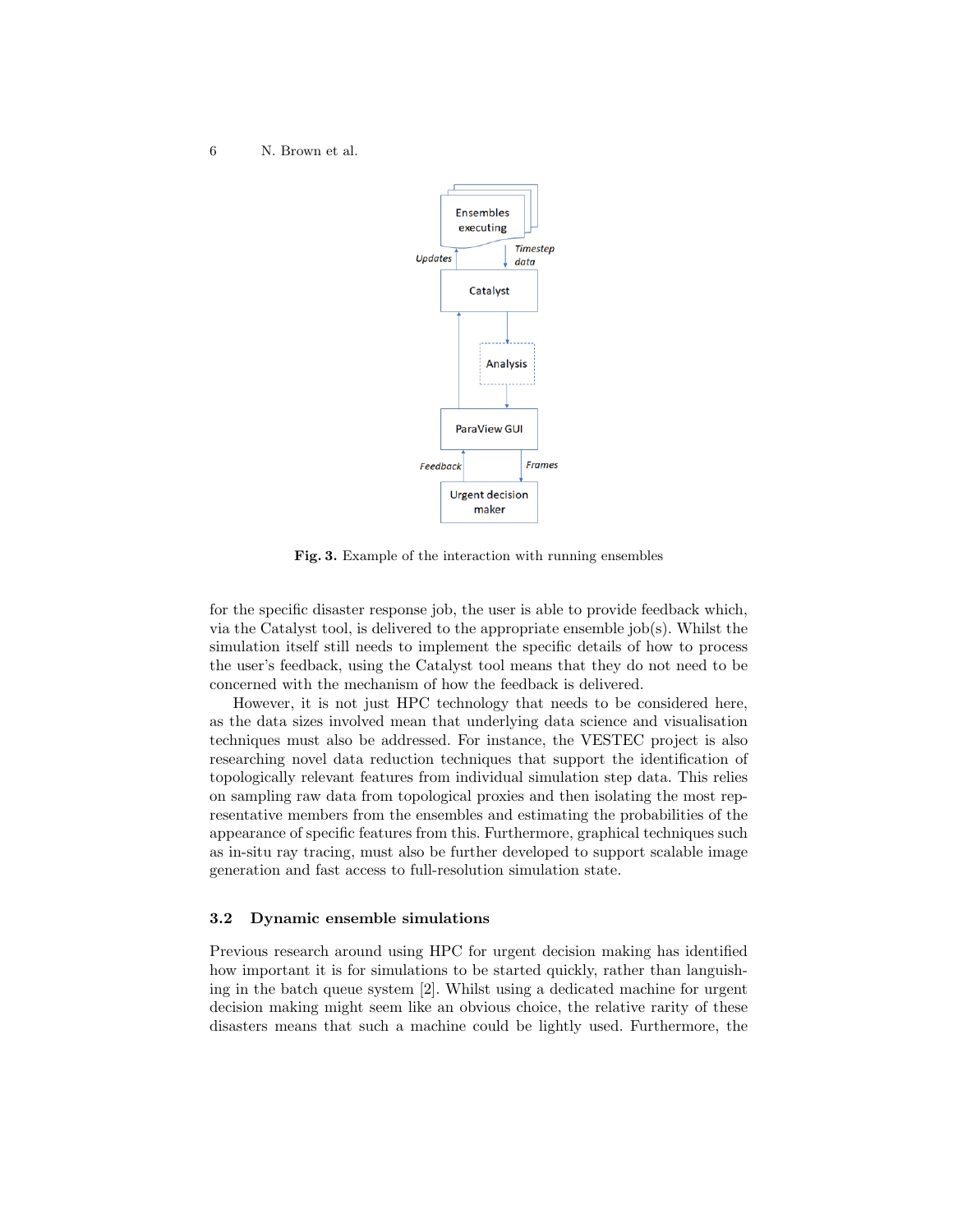**Fig. 3.** Example of the interaction with running ensembles

for the specific disaster response job, the user is able to provide feedback which, via the Catalyst tool, is delivered to the appropriate ensemble job(s). Whilst the simulation itself still needs to implement the specific details of how to process the user's feedback, using the Catalyst tool means that they do not need to be concerned with the mechanism of how the feedback is delivered.

However, it is not just HPC technology that needs to be considered here, as the data sizes involved mean that underlying data science and visualisation techniques must also be addressed. For instance, the VESTEC project is also researching novel data reduction techniques that support the identification of topologically relevant features from individual simulation step data. This relies on sampling raw data from topological proxies and then isolating the most representative members from the ensembles and estimating the probabilities of the appearance of specific features from this. Furthermore, graphical techniques such as in-situ ray tracing, must also be further developed to support scalable image generation and fast access to full-resolution simulation state.

### 3.2 Dynamic ensemble simulations

Previous research around using HPC for urgent decision making has identified how important it is for simulations to be started quickly, rather than languishing in the batch queue system [2]. Whilst using a dedicated machine for urgent decision making might seem like an obvious choice, the relative rarity of these disasters means that such a machine could be lightly used. Furthermore, the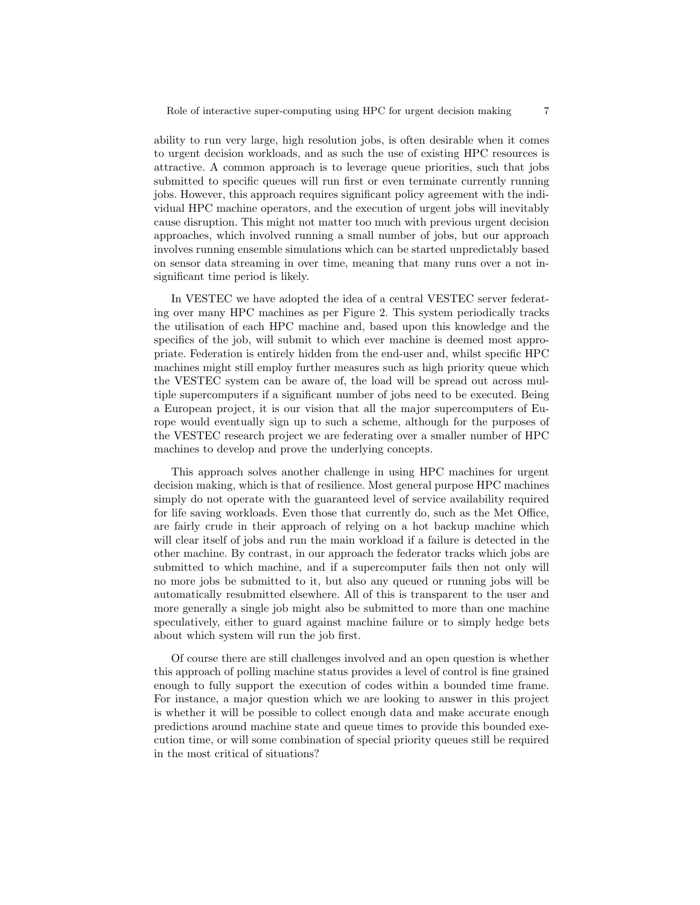ability to run very large, high resolution jobs, is often desirable when it comes to urgent decision workloads, and as such the use of existing HPC resources is attractive. A common approach is to leverage queue priorities, such that jobs submitted to specific queues will run first or even terminate currently running jobs. However, this approach requires significant policy agreement with the individual HPC machine operators, and the execution of urgent jobs will inevitably cause disruption. This might not matter too much with previous urgent decision approaches, which involved running a small number of jobs, but our approach involves running ensemble simulations which can be started unpredictably based on sensor data streaming in over time, meaning that many runs over a not insignificant time period is likely.

In VESTEC we have adopted the idea of a central VESTEC server federating over many HPC machines as per Figure 2. This system periodically tracks the utilisation of each HPC machine and, based upon this knowledge and the specifics of the job, will submit to which ever machine is deemed most appropriate. Federation is entirely hidden from the end-user and, whilst specific HPC machines might still employ further measures such as high priority queue which the VESTEC system can be aware of, the load will be spread out across multiple supercomputers if a significant number of jobs need to be executed. Being a European project, it is our vision that all the major supercomputers of Europe would eventually sign up to such a scheme, although for the purposes of the VESTEC research project we are federating over a smaller number of HPC machines to develop and prove the underlying concepts.

This approach solves another challenge in using HPC machines for urgent decision making, which is that of resilience. Most general purpose HPC machines simply do not operate with the guaranteed level of service availability required for life saving workloads. Even those that currently do, such as the Met Office, are fairly crude in their approach of relying on a hot backup machine which will clear itself of jobs and run the main workload if a failure is detected in the other machine. By contrast, in our approach the federator tracks which jobs are submitted to which machine, and if a supercomputer fails then not only will no more jobs be submitted to it, but also any queued or running jobs will be automatically resubmitted elsewhere. All of this is transparent to the user and more generally a single job might also be submitted to more than one machine speculatively, either to guard against machine failure or to simply hedge bets about which system will run the job first.

Of course there are still challenges involved and an open question is whether this approach of polling machine status provides a level of control is fine grained enough to fully support the execution of codes within a bounded time frame. For instance, a major question which we are looking to answer in this project is whether it will be possible to collect enough data and make accurate enough predictions around machine state and queue times to provide this bounded execution time, or will some combination of special priority queues still be required in the most critical of situations?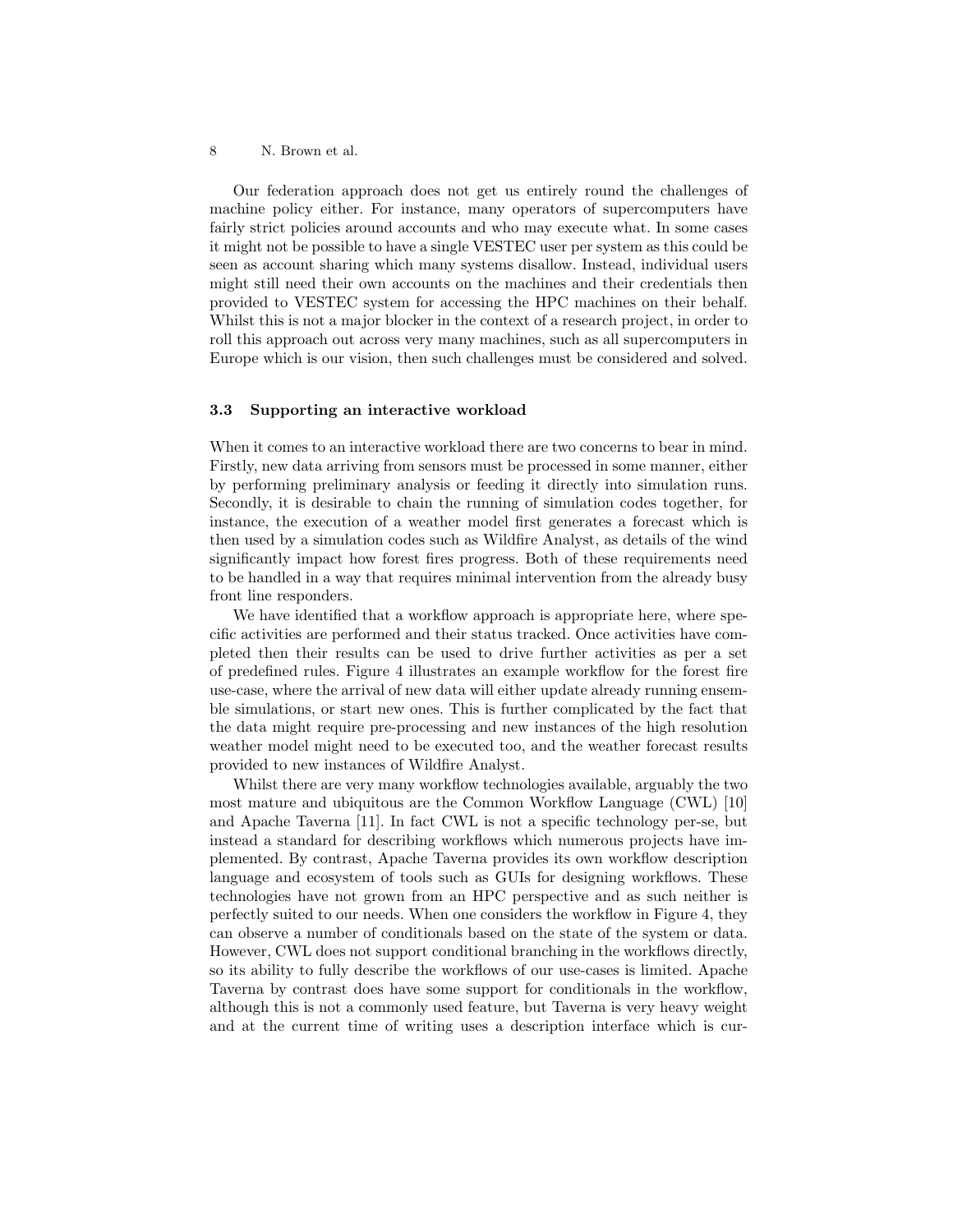Our federation approach does not get us entirely round the challenges of machine policy either. For instance, many operators of supercomputers have fairly strict policies around accounts and who may execute what. In some cases it might not be possible to have a single VESTEC user per system as this could be seen as account sharing which many systems disallow. Instead, individual users might still need their own accounts on the machines and their credentials then provided to VESTEC system for accessing the HPC machines on their behalf. Whilst this is not a major blocker in the context of a research project, in order to roll this approach out across very many machines, such as all supercomputers in Europe which is our vision, then such challenges must be considered and solved.

### 3.3 Supporting an interactive workload

When it comes to an interactive workload there are two concerns to bear in mind. Firstly, new data arriving from sensors must be processed in some manner, either by performing preliminary analysis or feeding it directly into simulation runs. Secondly, it is desirable to chain the running of simulation codes together, for instance, the execution of a weather model first generates a forecast which is then used by a simulation codes such as Wildfire Analyst, as details of the wind significantly impact how forest fires progress. Both of these requirements need to be handled in a way that requires minimal intervention from the already busy front line responders.

We have identified that a workflow approach is appropriate here, where specific activities are performed and their status tracked. Once activities have completed then their results can be used to drive further activities as per a set of predefined rules. Figure 4 illustrates an example workflow for the forest fire use-case, where the arrival of new data will either update already running ensemble simulations, or start new ones. This is further complicated by the fact that the data might require pre-processing and new instances of the high resolution weather model might need to be executed too, and the weather forecast results provided to new instances of Wildfire Analyst.

Whilst there are very many workflow technologies available, arguably the two most mature and ubiquitous are the Common Workflow Language (CWL) [10] and Apache Taverna [11]. In fact CWL is not a specific technology per-se, but instead a standard for describing workflows which numerous projects have implemented. By contrast, Apache Taverna provides its own workflow description language and ecosystem of tools such as GUIs for designing workflows. These technologies have not grown from an HPC perspective and as such neither is perfectly suited to our needs. When one considers the workflow in Figure 4, they can observe a number of conditionals based on the state of the system or data. However, CWL does not support conditional branching in the workflows directly, so its ability to fully describe the workflows of our use-cases is limited. Apache Taverna by contrast does have some support for conditionals in the workflow, although this is not a commonly used feature, but Taverna is very heavy weight and at the current time of writing uses a description interface which is cur-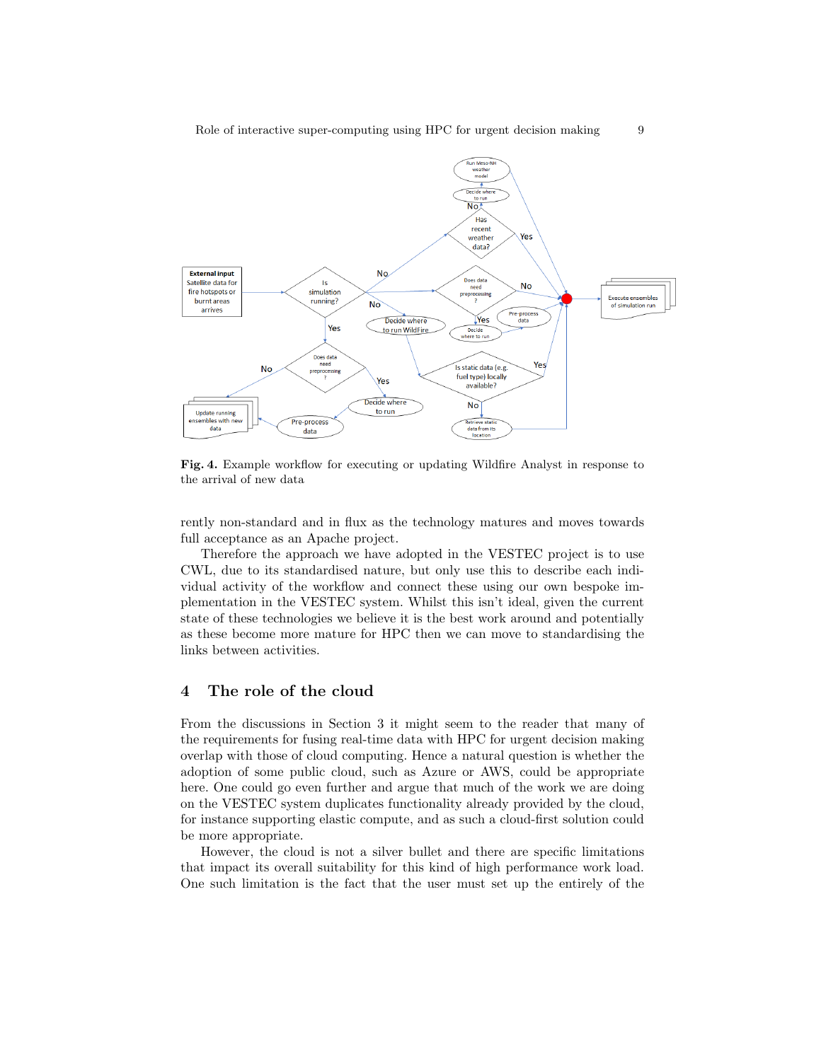**Fig. 4.** Example workflow for executing or updating Wildfire Analyst in response to the arrival of new data

rently non-standard and in flux as the technology matures and moves towards full acceptance as an Apache project.

Therefore the approach we have adopted in the VESTEC project is to use CWL, due to its standardised nature, but only use this to describe each individual activity of the workflow and connect these using our own bespoke implementation in the VESTEC system. Whilst this isn't ideal, given the current state of these technologies we believe it is the best work around and potentially as these become more mature for HPC then we can move to standardising the links between activities.

## 4 The role of the cloud

From the discussions in Section 3 it might seem to the reader that many of the requirements for fusing real-time data with HPC for urgent decision making overlap with those of cloud computing. Hence a natural question is whether the adoption of some public cloud, such as Azure or AWS, could be appropriate here. One could go even further and argue that much of the work we are doing on the VESTEC system duplicates functionality already provided by the cloud, for instance supporting elastic compute, and as such a cloud-first solution could be more appropriate.

However, the cloud is not a silver bullet and there are specific limitations that impact its overall suitability for this kind of high performance work load. One such limitation is the fact that the user must set up the entirely of the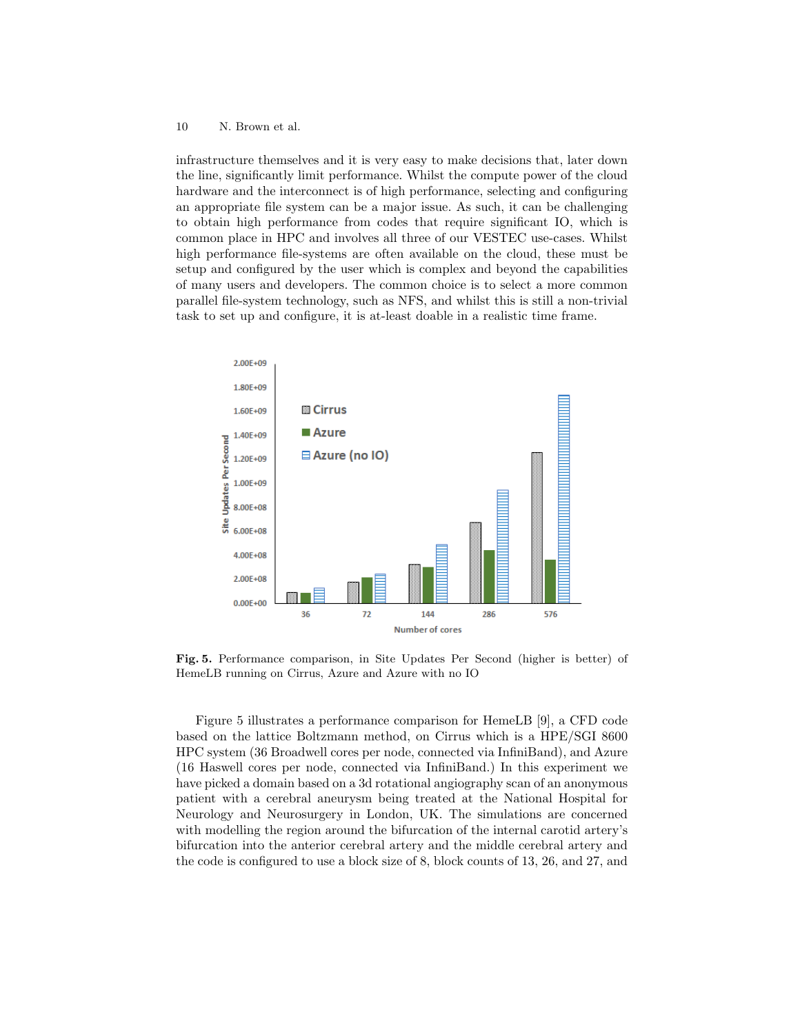infrastructure themselves and it is very easy to make decisions that, later down the line, significantly limit performance. Whilst the compute power of the cloud hardware and the interconnect is of high performance, selecting and configuring an appropriate file system can be a major issue. As such, it can be challenging to obtain high performance from codes that require significant IO, which is common place in HPC and involves all three of our VESTEC use-cases. Whilst high performance file-systems are often available on the cloud, these must be setup and configured by the user which is complex and beyond the capabilities of many users and developers. The common choice is to select a more common parallel file-system technology, such as NFS, and whilst this is still a non-trivial task to set up and configure, it is at-least doable in a realistic time frame.

**Fig. 5.** Performance comparison, in Site Updates Per Second (higher is better) of HemeLB running on Cirrus, Azure and Azure with no IO

Figure 5 illustrates a performance comparison for HemeLB [9], a CFD code based on the lattice Boltzmann method, on Cirrus which is a HPE/SGI 8600 HPC system (36 Broadwell cores per node, connected via InfiniBand), and Azure (16 Haswell cores per node, connected via InfiniBand.) In this experiment we have picked a domain based on a 3d rotational angiography scan of an anonymous patient with a cerebral aneurysm being treated at the National Hospital for Neurology and Neurosurgery in London, UK. The simulations are concerned with modelling the region around the bifurcation of the internal carotid artery's bifurcation into the anterior cerebral artery and the middle cerebral artery and the code is configured to use a block size of 8, block counts of 13, 26, and 27, and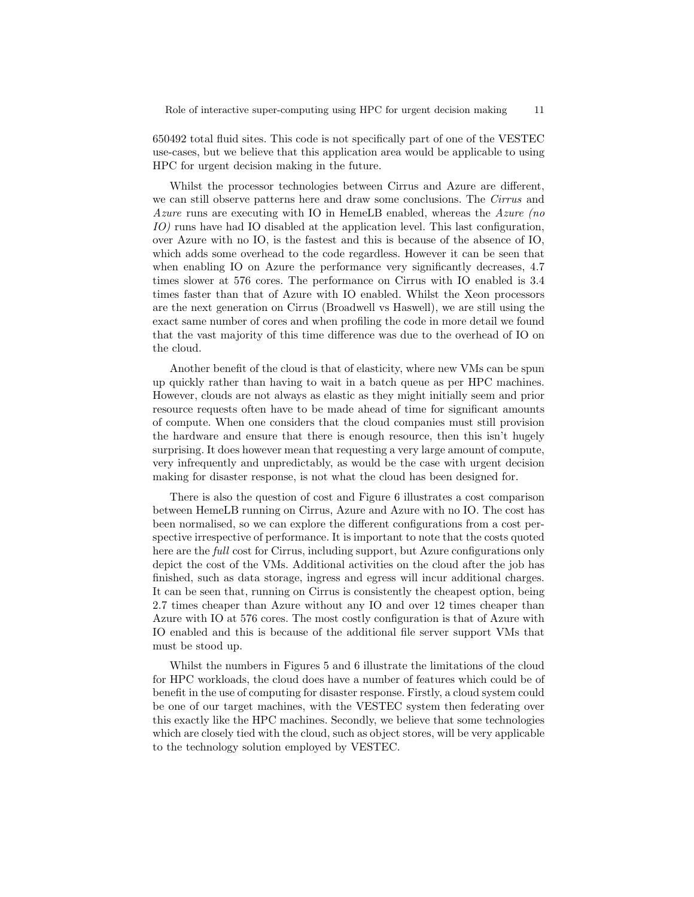650492 total fluid sites. This code is not specifically part of one of the VESTEC use-cases, but we believe that this application area would be applicable to using HPC for urgent decision making in the future.

Whilst the processor technologies between Cirrus and Azure are different, we can still observe patterns here and draw some conclusions. The *Cirrus* and *Azure* runs are executing with IO in HemeLB enabled, whereas the *Azure (no IO)* runs have had IO disabled at the application level. This last configuration, over Azure with no IO, is the fastest and this is because of the absence of IO, which adds some overhead to the code regardless. However it can be seen that when enabling IO on Azure the performance very significantly decreases, 4.7 times slower at 576 cores. The performance on Cirrus with IO enabled is 3.4 times faster than that of Azure with IO enabled. Whilst the Xeon processors are the next generation on Cirrus (Broadwell vs Haswell), we are still using the exact same number of cores and when profiling the code in more detail we found that the vast majority of this time difference was due to the overhead of IO on the cloud.

Another benefit of the cloud is that of elasticity, where new VMs can be spun up quickly rather than having to wait in a batch queue as per HPC machines. However, clouds are not always as elastic as they might initially seem and prior resource requests often have to be made ahead of time for significant amounts of compute. When one considers that the cloud companies must still provision the hardware and ensure that there is enough resource, then this isn't hugely surprising. It does however mean that requesting a very large amount of compute, very infrequently and unpredictably, as would be the case with urgent decision making for disaster response, is not what the cloud has been designed for.

There is also the question of cost and Figure 6 illustrates a cost comparison between HemeLB running on Cirrus, Azure and Azure with no IO. The cost has been normalised, so we can explore the different configurations from a cost perspective irrespective of performance. It is important to note that the costs quoted here are the *full* cost for Cirrus, including support, but Azure configurations only depict the cost of the VMs. Additional activities on the cloud after the job has finished, such as data storage, ingress and egress will incur additional charges. It can be seen that, running on Cirrus is consistently the cheapest option, being 2.7 times cheaper than Azure without any IO and over 12 times cheaper than Azure with IO at 576 cores. The most costly configuration is that of Azure with IO enabled and this is because of the additional file server support VMs that must be stood up.

Whilst the numbers in Figures 5 and 6 illustrate the limitations of the cloud for HPC workloads, the cloud does have a number of features which could be of benefit in the use of computing for disaster response. Firstly, a cloud system could be one of our target machines, with the VESTEC system then federating over this exactly like the HPC machines. Secondly, we believe that some technologies which are closely tied with the cloud, such as object stores, will be very applicable to the technology solution employed by VESTEC.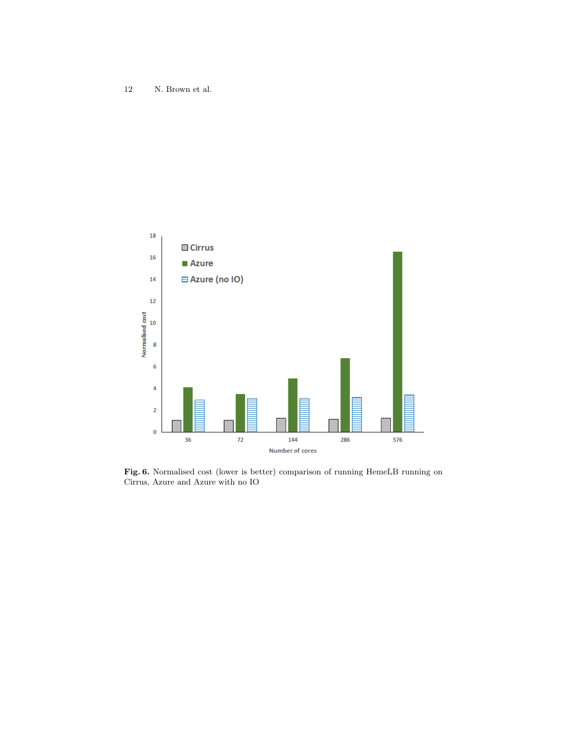**Fig. 6.** Normalised cost (lower is better) comparison of running HemeLB running on Cirrus, Azure and Azure with no IO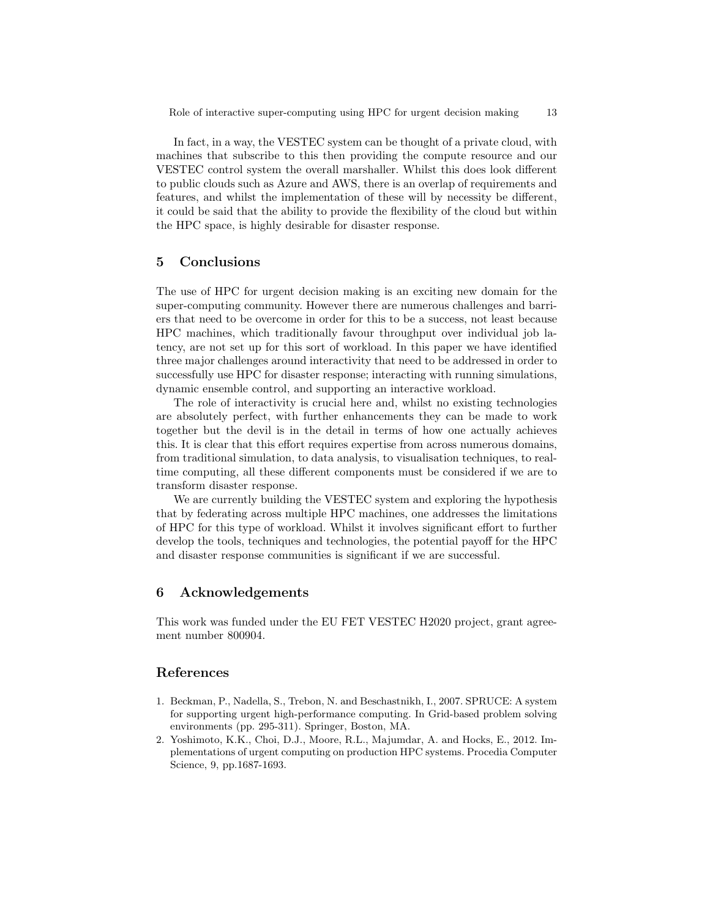In fact, in a way, the VESTEC system can be thought of a private cloud, with machines that subscribe to this then providing the compute resource and our VESTEC control system the overall marshaller. Whilst this does look different to public clouds such as Azure and AWS, there is an overlap of requirements and features, and whilst the implementation of these will by necessity be different, it could be said that the ability to provide the flexibility of the cloud but within the HPC space, is highly desirable for disaster response.

## 5 Conclusions

The use of HPC for urgent decision making is an exciting new domain for the super-computing community. However there are numerous challenges and barriers that need to be overcome in order for this to be a success, not least because HPC machines, which traditionally favour throughput over individual job latency, are not set up for this sort of workload. In this paper we have identified three major challenges around interactivity that need to be addressed in order to successfully use HPC for disaster response; interacting with running simulations, dynamic ensemble control, and supporting an interactive workload.

The role of interactivity is crucial here and, whilst no existing technologies are absolutely perfect, with further enhancements they can be made to work together but the devil is in the detail in terms of how one actually achieves this. It is clear that this effort requires expertise from across numerous domains, from traditional simulation, to data analysis, to visualisation techniques, to real-time computing, all these different components must be considered if we are to transform disaster response.

We are currently building the VESTEC system and exploring the hypothesis that by federating across multiple HPC machines, one addresses the limitations of HPC for this type of workload. Whilst it involves significant effort to further develop the tools, techniques and technologies, the potential payoff for the HPC and disaster response communities is significant if we are successful.

## 6 Acknowledgements

This work was funded under the EU FET VESTEC H2020 project, grant agreement number 800904.

## References

1. Beckman, P., Nadella, S., Trebon, N. and Beschastnikh, I., 2007. SPRUCE: A system for supporting urgent high-performance computing. In Grid-based problem solving environments (pp. 295-311). Springer, Boston, MA.
2. Yoshimoto, K.K., Choi, D.J., Moore, R.L., Majumdar, A. and Hocks, E., 2012. Implementations of urgent computing on production HPC systems. Procedia Computer Science, 9, pp.1687-1693.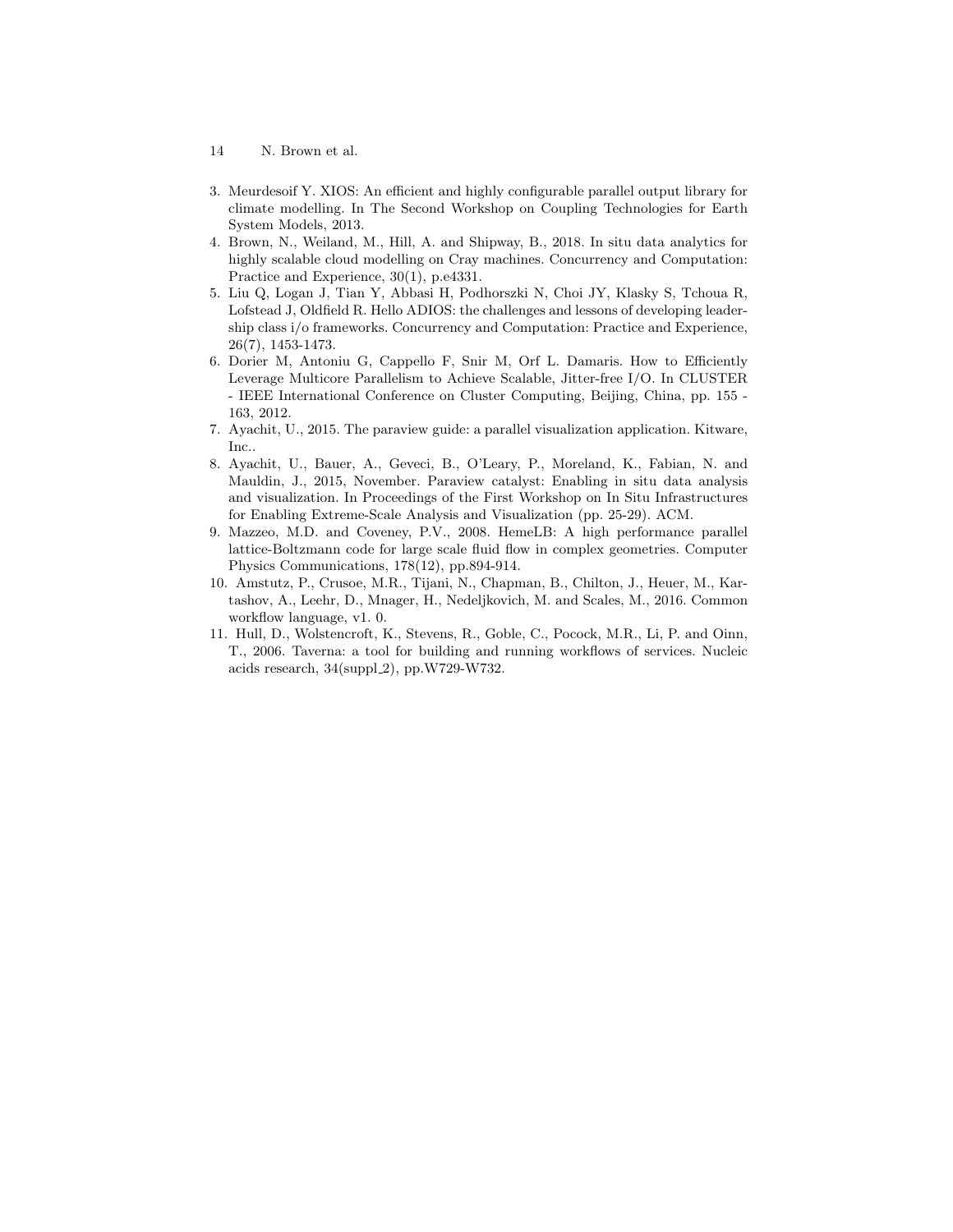3. Meurdesoif Y. XIOS: An efficient and highly configurable parallel output library for climate modelling. In The Second Workshop on Coupling Technologies for Earth System Models, 2013.
4. Brown, N., Weiland, M., Hill, A. and Shipway, B., 2018. In situ data analytics for highly scalable cloud modelling on Cray machines. Concurrency and Computation: Practice and Experience, 30(1), p.e4331.
5. Liu Q, Logan J, Tian Y, Abbasi H, Podhorszki N, Choi JY, Klasky S, Tchoua R, Lofstead J, Oldfield R. Hello ADIOS: the challenges and lessons of developing leadership class i/o frameworks. Concurrency and Computation: Practice and Experience, 26(7), 1453-1473.
6. Dorier M, Antoniu G, Cappello F, Snir M, Orf L. Damaris. How to Efficiently Leverage Multicore Parallelism to Achieve Scalable, Jitter-free I/O. In CLUSTER - IEEE International Conference on Cluster Computing, Beijing, China, pp. 155 - 163, 2012.
7. Ayachit, U., 2015. The paraview guide: a parallel visualization application. Kitware, Inc..
8. Ayachit, U., Bauer, A., Geveci, B., O'Leary, P., Moreland, K., Fabian, N. and Mauldin, J., 2015, November. Paraview catalyst: Enabling in situ data analysis and visualization. In Proceedings of the First Workshop on In Situ Infrastructures for Enabling Extreme-Scale Analysis and Visualization (pp. 25-29). ACM.
9. Mazzeo, M.D. and Coveney, P.V., 2008. HemeLB: A high performance parallel lattice-Boltzmann code for large scale fluid flow in complex geometries. Computer Physics Communications, 178(12), pp.894-914.
10. Amstutz, P., Crusoe, M.R., Tijani, N., Chapman, B., Chilton, J., Heuer, M., Kartashov, A., Leehr, D., Mnager, H., Nedeljkovich, M. and Scales, M., 2016. Common workflow language, v1. 0.
11. Hull, D., Wolstencroft, K., Stevens, R., Goble, C., Pocock, M.R., Li, P. and Oinn, T., 2006. Taverna: a tool for building and running workflows of services. Nucleic acids research, 34(suppl_2), pp.W729-W732.